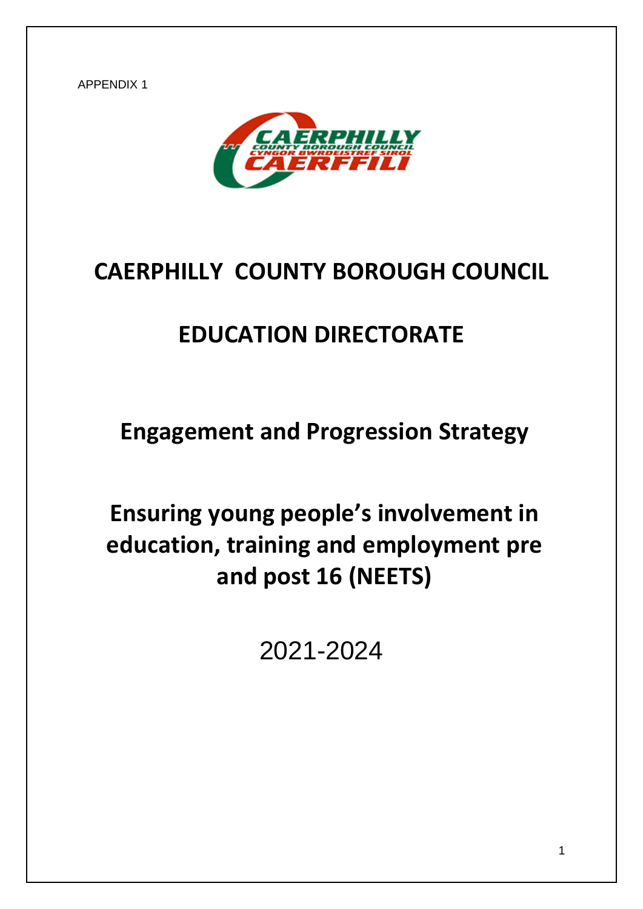APPENDIX 1

# CAERPHILLY COUNTY BOROUGH COUNCIL

# EDUCATION DIRECTORATE

## Engagement and Progression Strategy

## Ensuring young people's involvement in education, training and employment pre and post 16 (NEETS)

2021-2024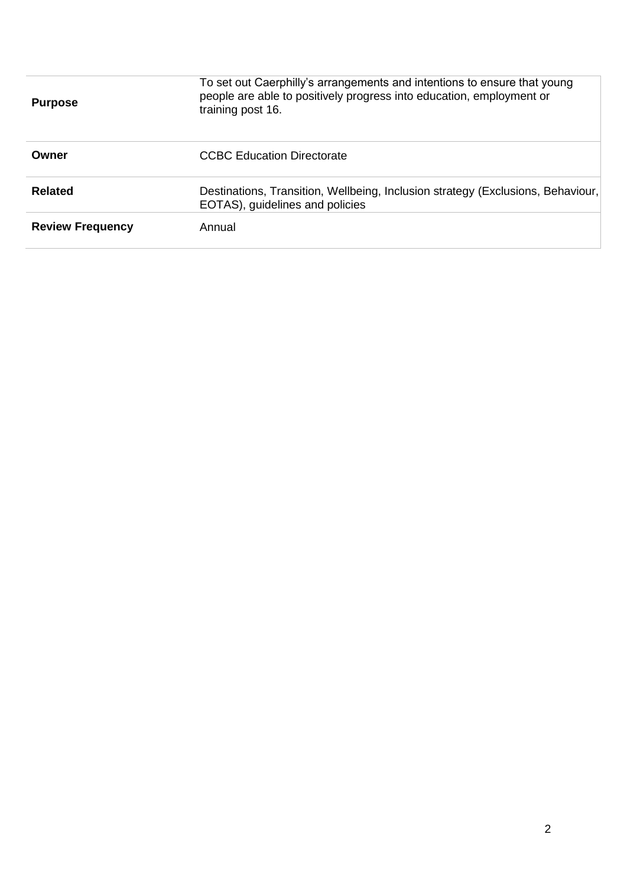| | |
|---|---|
| **Purpose** | To set out Caerphilly's arrangements and intentions to ensure that young people are able to positively progress into education, employment or training post 16. |
| **Owner** | CCBC Education Directorate |
| **Related** | Destinations, Transition, Wellbeing, Inclusion strategy (Exclusions, Behaviour, EOTAS), guidelines and policies |
| **Review Frequency** | Annual |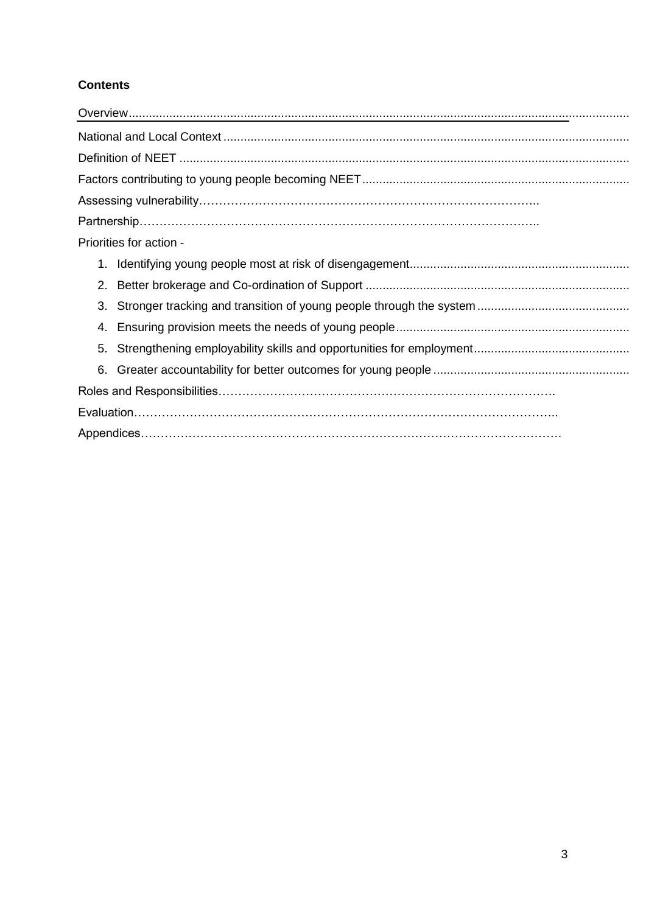**Contents**

Overview

National and Local Context

Definition of NEET

Factors contributing to young people becoming NEET

Assessing vulnerability

Partnership

Priorities for action -

1. Identifying young people most at risk of disengagement
2. Better brokerage and Co-ordination of Support
3. Stronger tracking and transition of young people through the system
4. Ensuring provision meets the needs of young people
5. Strengthening employability skills and opportunities for employment
6. Greater accountability for better outcomes for young people

Roles and Responsibilities

Evaluation

Appendices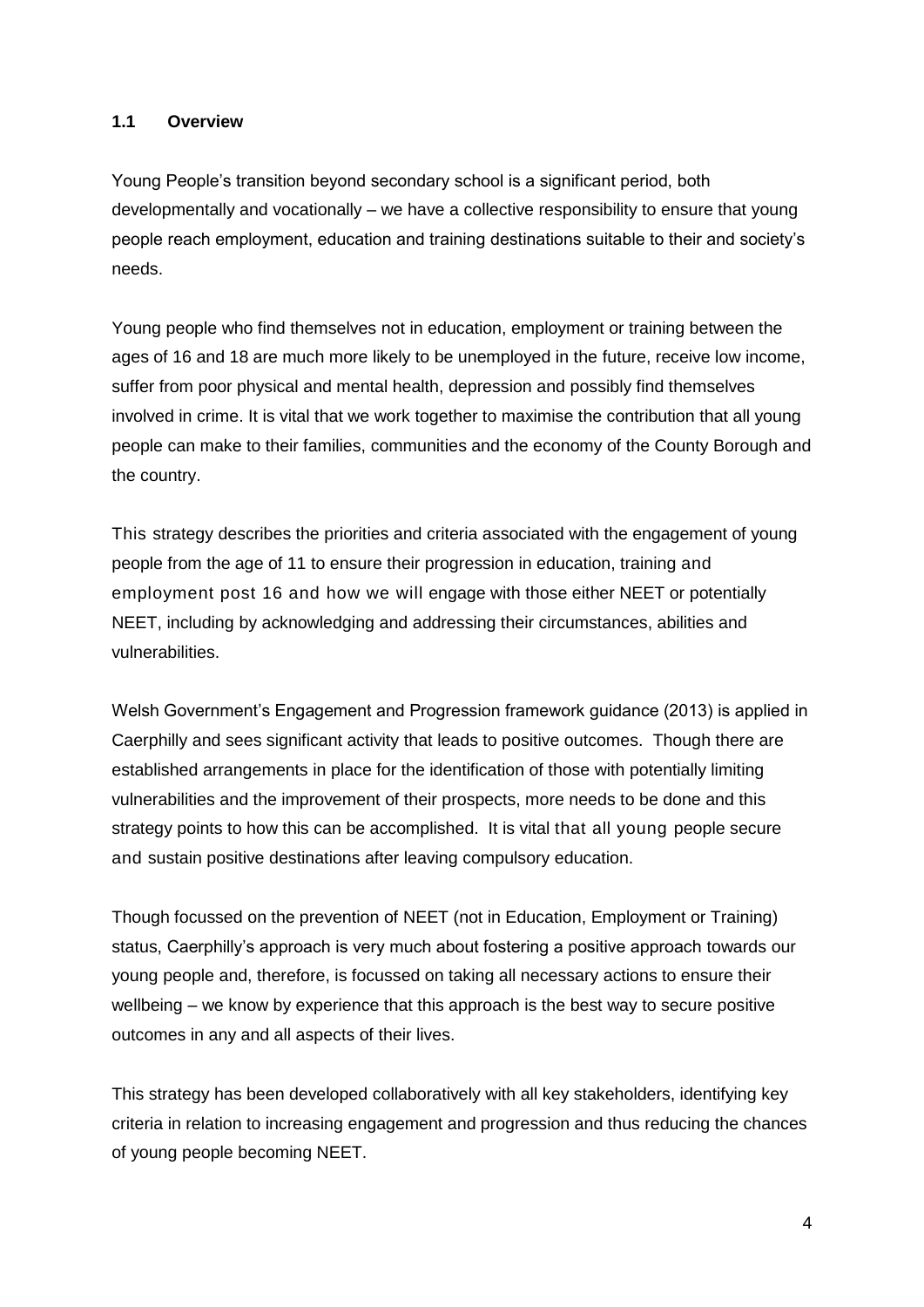### 1.1 Overview

Young People's transition beyond secondary school is a significant period, both developmentally and vocationally – we have a collective responsibility to ensure that young people reach employment, education and training destinations suitable to their and society's needs.

Young people who find themselves not in education, employment or training between the ages of 16 and 18 are much more likely to be unemployed in the future, receive low income, suffer from poor physical and mental health, depression and possibly find themselves involved in crime. It is vital that we work together to maximise the contribution that all young people can make to their families, communities and the economy of the County Borough and the country.

This strategy describes the priorities and criteria associated with the engagement of young people from the age of 11 to ensure their progression in education, training and employment post 16 and how we will engage with those either NEET or potentially NEET, including by acknowledging and addressing their circumstances, abilities and vulnerabilities.

Welsh Government's Engagement and Progression framework guidance (2013) is applied in Caerphilly and sees significant activity that leads to positive outcomes. Though there are established arrangements in place for the identification of those with potentially limiting vulnerabilities and the improvement of their prospects, more needs to be done and this strategy points to how this can be accomplished. It is vital that all young people secure and sustain positive destinations after leaving compulsory education.

Though focussed on the prevention of NEET (not in Education, Employment or Training) status, Caerphilly's approach is very much about fostering a positive approach towards our young people and, therefore, is focussed on taking all necessary actions to ensure their wellbeing – we know by experience that this approach is the best way to secure positive outcomes in any and all aspects of their lives.

This strategy has been developed collaboratively with all key stakeholders, identifying key criteria in relation to increasing engagement and progression and thus reducing the chances of young people becoming NEET.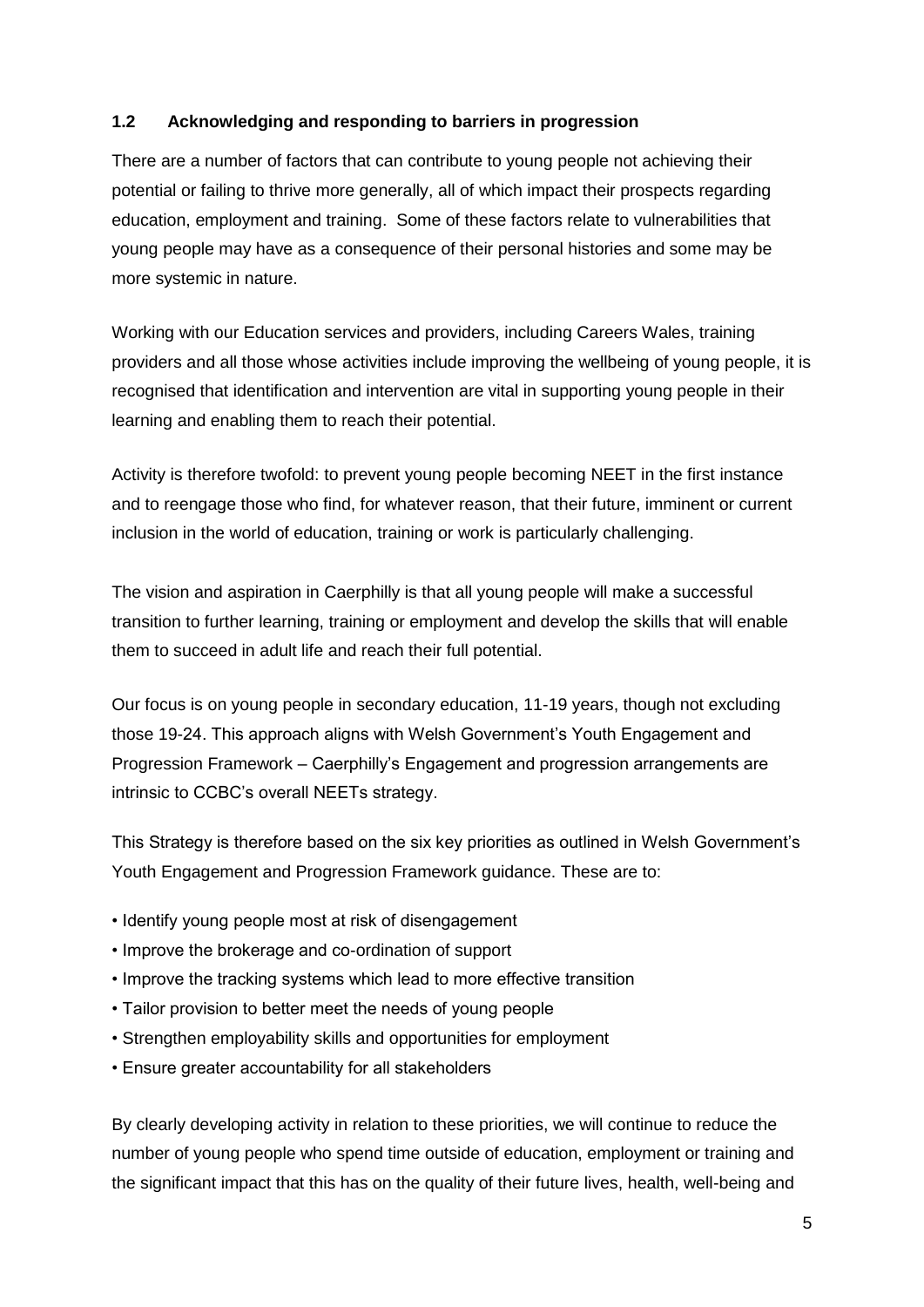### 1.2 Acknowledging and responding to barriers in progression

There are a number of factors that can contribute to young people not achieving their potential or failing to thrive more generally, all of which impact their prospects regarding education, employment and training. Some of these factors relate to vulnerabilities that young people may have as a consequence of their personal histories and some may be more systemic in nature.

Working with our Education services and providers, including Careers Wales, training providers and all those whose activities include improving the wellbeing of young people, it is recognised that identification and intervention are vital in supporting young people in their learning and enabling them to reach their potential.

Activity is therefore twofold: to prevent young people becoming NEET in the first instance and to reengage those who find, for whatever reason, that their future, imminent or current inclusion in the world of education, training or work is particularly challenging.

The vision and aspiration in Caerphilly is that all young people will make a successful transition to further learning, training or employment and develop the skills that will enable them to succeed in adult life and reach their full potential.

Our focus is on young people in secondary education, 11-19 years, though not excluding those 19-24. This approach aligns with Welsh Government's Youth Engagement and Progression Framework – Caerphilly's Engagement and progression arrangements are intrinsic to CCBC's overall NEETs strategy.

This Strategy is therefore based on the six key priorities as outlined in Welsh Government's Youth Engagement and Progression Framework guidance. These are to:

- Identify young people most at risk of disengagement
- Improve the brokerage and co-ordination of support
- Improve the tracking systems which lead to more effective transition
- Tailor provision to better meet the needs of young people
- Strengthen employability skills and opportunities for employment
- Ensure greater accountability for all stakeholders

By clearly developing activity in relation to these priorities, we will continue to reduce the number of young people who spend time outside of education, employment or training and the significant impact that this has on the quality of their future lives, health, well-being and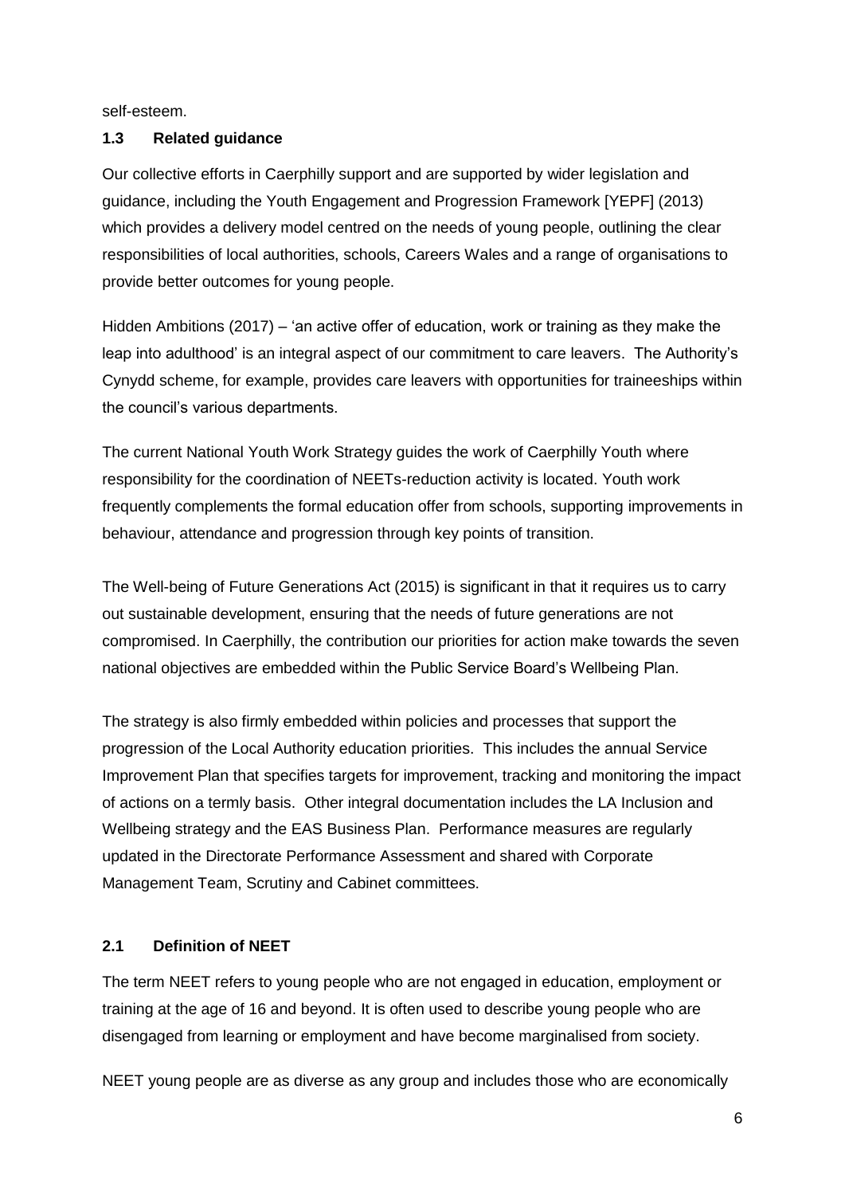self-esteem.

### 1.3 Related guidance

Our collective efforts in Caerphilly support and are supported by wider legislation and guidance, including the Youth Engagement and Progression Framework [YEPF] (2013) which provides a delivery model centred on the needs of young people, outlining the clear responsibilities of local authorities, schools, Careers Wales and a range of organisations to provide better outcomes for young people.

Hidden Ambitions (2017) – 'an active offer of education, work or training as they make the leap into adulthood' is an integral aspect of our commitment to care leavers. The Authority's Cynydd scheme, for example, provides care leavers with opportunities for traineeships within the council's various departments.

The current National Youth Work Strategy guides the work of Caerphilly Youth where responsibility for the coordination of NEETs-reduction activity is located. Youth work frequently complements the formal education offer from schools, supporting improvements in behaviour, attendance and progression through key points of transition.

The Well-being of Future Generations Act (2015) is significant in that it requires us to carry out sustainable development, ensuring that the needs of future generations are not compromised. In Caerphilly, the contribution our priorities for action make towards the seven national objectives are embedded within the Public Service Board's Wellbeing Plan.

The strategy is also firmly embedded within policies and processes that support the progression of the Local Authority education priorities. This includes the annual Service Improvement Plan that specifies targets for improvement, tracking and monitoring the impact of actions on a termly basis. Other integral documentation includes the LA Inclusion and Wellbeing strategy and the EAS Business Plan. Performance measures are regularly updated in the Directorate Performance Assessment and shared with Corporate Management Team, Scrutiny and Cabinet committees.

### 2.1 Definition of NEET

The term NEET refers to young people who are not engaged in education, employment or training at the age of 16 and beyond. It is often used to describe young people who are disengaged from learning or employment and have become marginalised from society.

NEET young people are as diverse as any group and includes those who are economically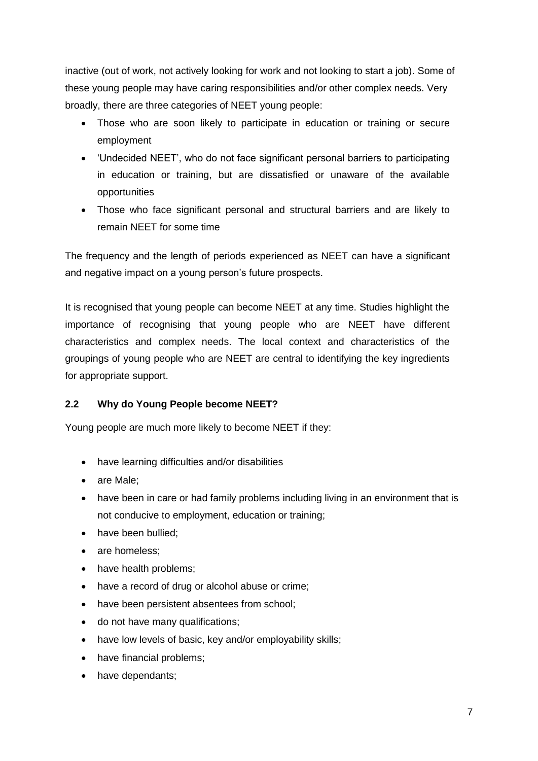inactive (out of work, not actively looking for work and not looking to start a job). Some of these young people may have caring responsibilities and/or other complex needs. Very broadly, there are three categories of NEET young people:

- Those who are soon likely to participate in education or training or secure employment
- 'Undecided NEET', who do not face significant personal barriers to participating in education or training, but are dissatisfied or unaware of the available opportunities
- Those who face significant personal and structural barriers and are likely to remain NEET for some time

The frequency and the length of periods experienced as NEET can have a significant and negative impact on a young person's future prospects.

It is recognised that young people can become NEET at any time. Studies highlight the importance of recognising that young people who are NEET have different characteristics and complex needs. The local context and characteristics of the groupings of young people who are NEET are central to identifying the key ingredients for appropriate support.

### 2.2 Why do Young People become NEET?

Young people are much more likely to become NEET if they:

- have learning difficulties and/or disabilities
- are Male;
- have been in care or had family problems including living in an environment that is not conducive to employment, education or training;
- have been bullied;
- are homeless;
- have health problems;
- have a record of drug or alcohol abuse or crime;
- have been persistent absentees from school;
- do not have many qualifications;
- have low levels of basic, key and/or employability skills;
- have financial problems;
- have dependants;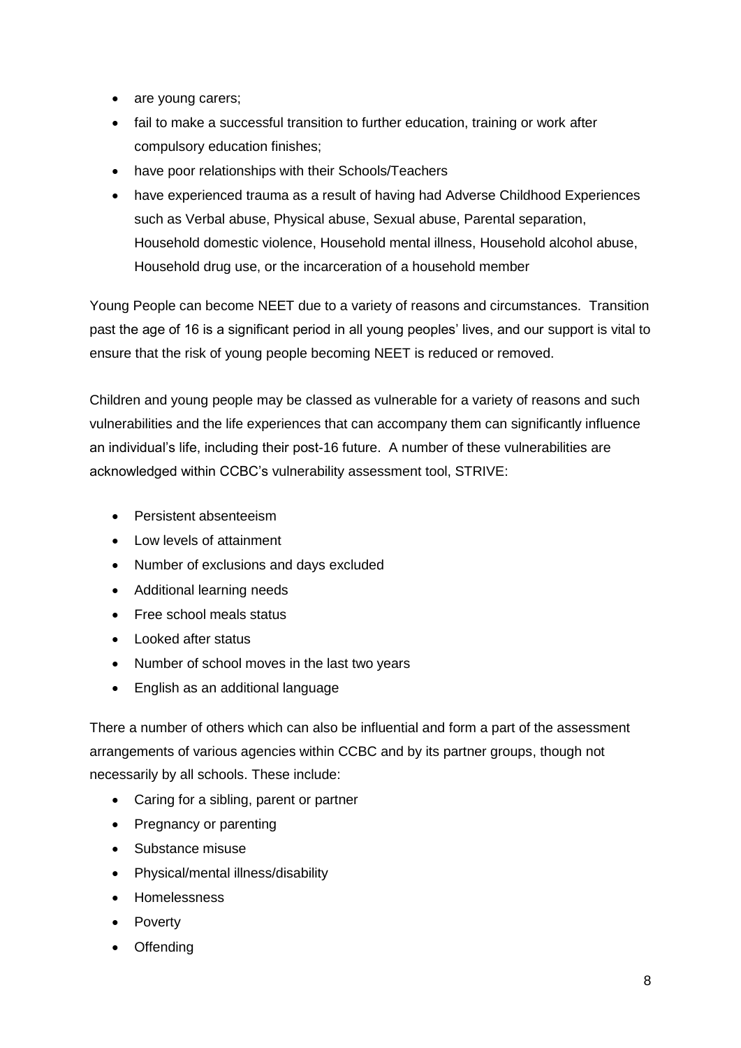- are young carers;
- fail to make a successful transition to further education, training or work after compulsory education finishes;
- have poor relationships with their Schools/Teachers
- have experienced trauma as a result of having had Adverse Childhood Experiences such as Verbal abuse, Physical abuse, Sexual abuse, Parental separation, Household domestic violence, Household mental illness, Household alcohol abuse, Household drug use, or the incarceration of a household member

Young People can become NEET due to a variety of reasons and circumstances. Transition past the age of 16 is a significant period in all young peoples' lives, and our support is vital to ensure that the risk of young people becoming NEET is reduced or removed.

Children and young people may be classed as vulnerable for a variety of reasons and such vulnerabilities and the life experiences that can accompany them can significantly influence an individual's life, including their post-16 future. A number of these vulnerabilities are acknowledged within CCBC's vulnerability assessment tool, STRIVE:

- Persistent absenteeism
- Low levels of attainment
- Number of exclusions and days excluded
- Additional learning needs
- Free school meals status
- Looked after status
- Number of school moves in the last two years
- English as an additional language

There a number of others which can also be influential and form a part of the assessment arrangements of various agencies within CCBC and by its partner groups, though not necessarily by all schools. These include:

- Caring for a sibling, parent or partner
- Pregnancy or parenting
- Substance misuse
- Physical/mental illness/disability
- Homelessness
- Poverty
- Offending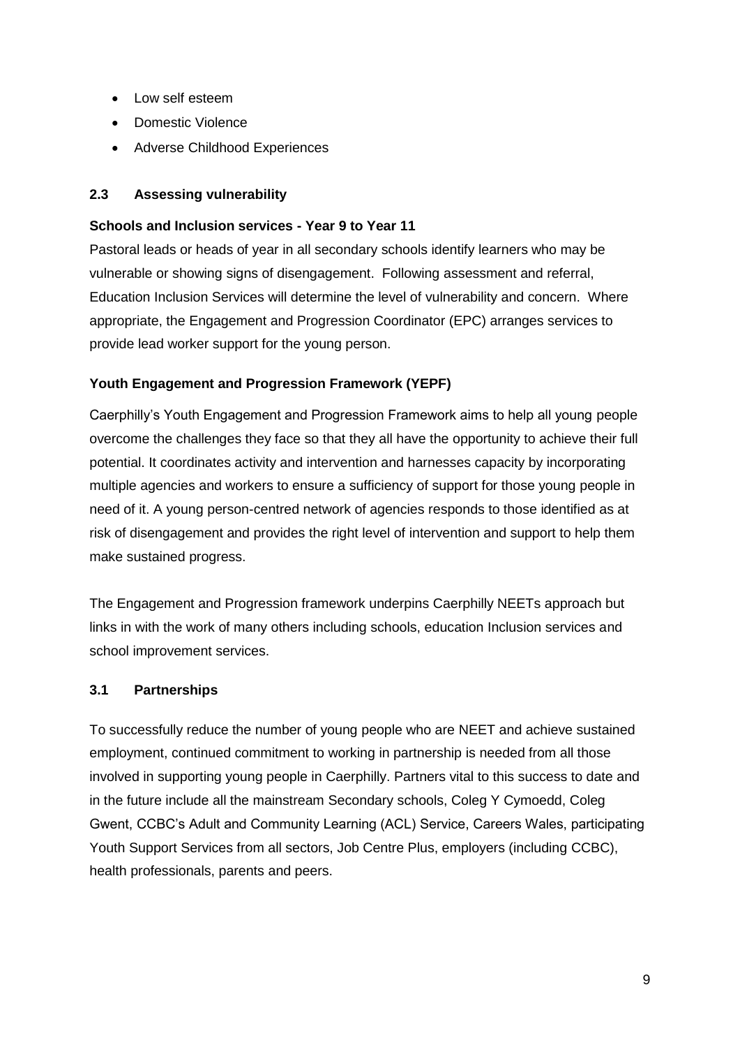- Low self esteem
- Domestic Violence
- Adverse Childhood Experiences

## 2.3 Assessing vulnerability

**Schools and Inclusion services - Year 9 to Year 11**

Pastoral leads or heads of year in all secondary schools identify learners who may be vulnerable or showing signs of disengagement. Following assessment and referral, Education Inclusion Services will determine the level of vulnerability and concern. Where appropriate, the Engagement and Progression Coordinator (EPC) arranges services to provide lead worker support for the young person.

**Youth Engagement and Progression Framework (YEPF)**

Caerphilly's Youth Engagement and Progression Framework aims to help all young people overcome the challenges they face so that they all have the opportunity to achieve their full potential. It coordinates activity and intervention and harnesses capacity by incorporating multiple agencies and workers to ensure a sufficiency of support for those young people in need of it. A young person-centred network of agencies responds to those identified as at risk of disengagement and provides the right level of intervention and support to help them make sustained progress.

The Engagement and Progression framework underpins Caerphilly NEETs approach but links in with the work of many others including schools, education Inclusion services and school improvement services.

## 3.1 Partnerships

To successfully reduce the number of young people who are NEET and achieve sustained employment, continued commitment to working in partnership is needed from all those involved in supporting young people in Caerphilly. Partners vital to this success to date and in the future include all the mainstream Secondary schools, Coleg Y Cymoedd, Coleg Gwent, CCBC's Adult and Community Learning (ACL) Service, Careers Wales, participating Youth Support Services from all sectors, Job Centre Plus, employers (including CCBC), health professionals, parents and peers.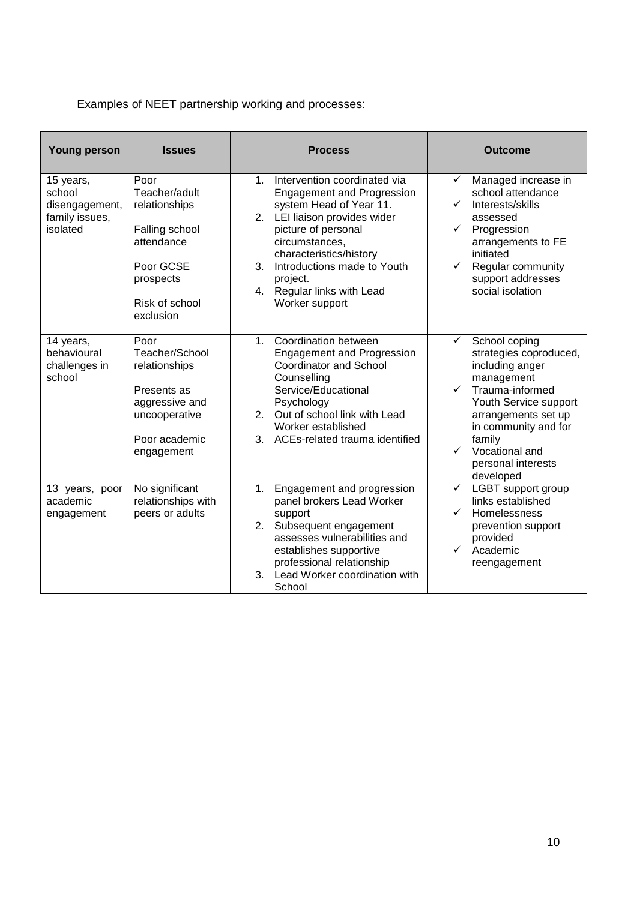Examples of NEET partnership working and processes:

| Young person | Issues | Process | Outcome |
| --- | --- | --- | --- |
| 15 years, school disengagement, family issues, isolated | Poor Teacher/adult relationships<br><br>Falling school attendance<br><br>Poor GCSE prospects<br><br>Risk of school exclusion | 1. Intervention coordinated via Engagement and Progression system Head of Year 11.<br>2. LEI liaison provides wider picture of personal circumstances, characteristics/history<br>3. Introductions made to Youth project.<br>4. Regular links with Lead Worker support | ✓ Managed increase in school attendance<br>✓ Interests/skills assessed<br>✓ Progression arrangements to FE initiated<br>✓ Regular community support addresses social isolation |
| 14 years, behavioural challenges in school | Poor Teacher/School relationships<br><br>Presents as aggressive and uncooperative<br><br>Poor academic engagement | 1. Coordination between Engagement and Progression Coordinator and School Counselling Service/Educational Psychology<br>2. Out of school link with Lead Worker established<br>3. ACEs-related trauma identified | ✓ School coping strategies coproduced, including anger management<br>✓ Trauma-informed Youth Service support arrangements set up in community and for family<br>✓ Vocational and personal interests developed |
| 13 years, poor academic engagement | No significant relationships with peers or adults | 1. Engagement and progression panel brokers Lead Worker support<br>2. Subsequent engagement assesses vulnerabilities and establishes supportive professional relationship<br>3. Lead Worker coordination with School | ✓ LGBT support group links established<br>✓ Homelessness prevention support provided<br>✓ Academic reengagement |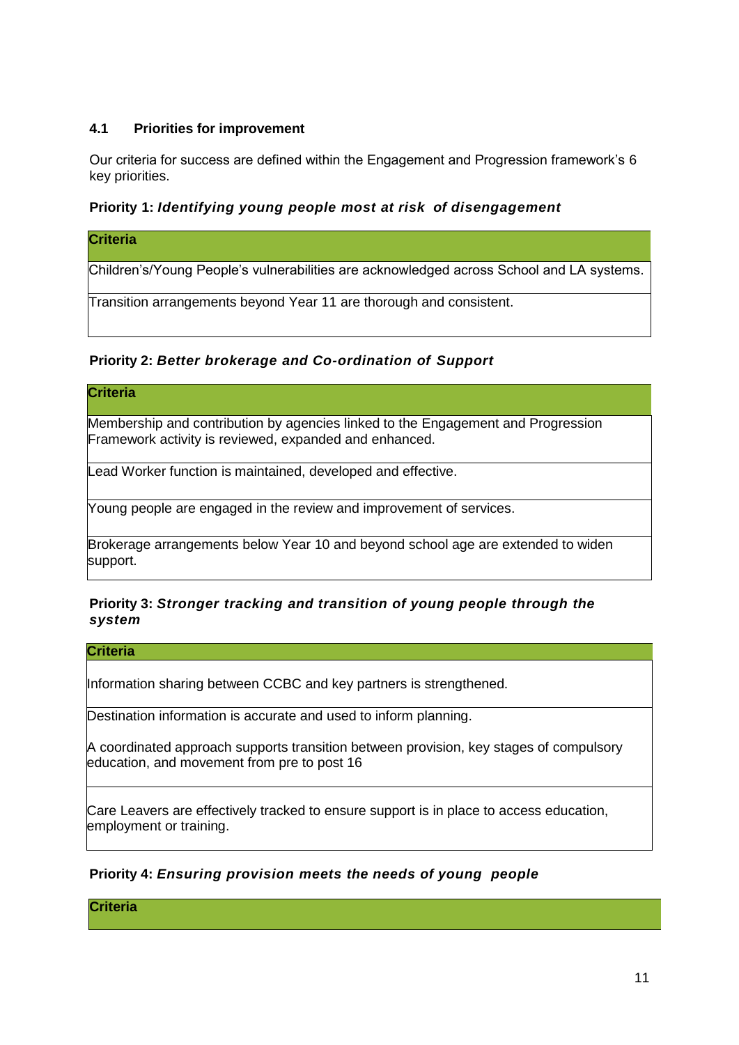### 4.1 Priorities for improvement

Our criteria for success are defined within the Engagement and Progression framework's 6 key priorities.

**Priority 1:** ***Identifying young people most at risk of disengagement***

| Criteria |
| --- |
| Children's/Young People's vulnerabilities are acknowledged across School and LA systems. |
| Transition arrangements beyond Year 11 are thorough and consistent. |

**Priority 2:** ***Better brokerage and Co-ordination of Support***

| Criteria |
| --- |
| Membership and contribution by agencies linked to the Engagement and Progression Framework activity is reviewed, expanded and enhanced. |
| Lead Worker function is maintained, developed and effective. |
| Young people are engaged in the review and improvement of services. |
| Brokerage arrangements below Year 10 and beyond school age are extended to widen support. |

**Priority 3:** ***Stronger tracking and transition of young people through the system***

| Criteria |
| --- |
| Information sharing between CCBC and key partners is strengthened. |
| Destination information is accurate and used to inform planning.<br><br>A coordinated approach supports transition between provision, key stages of compulsory education, and movement from pre to post 16 |
| Care Leavers are effectively tracked to ensure support is in place to access education, employment or training. |

**Priority 4:** ***Ensuring provision meets the needs of young people***

| Criteria |
| --- |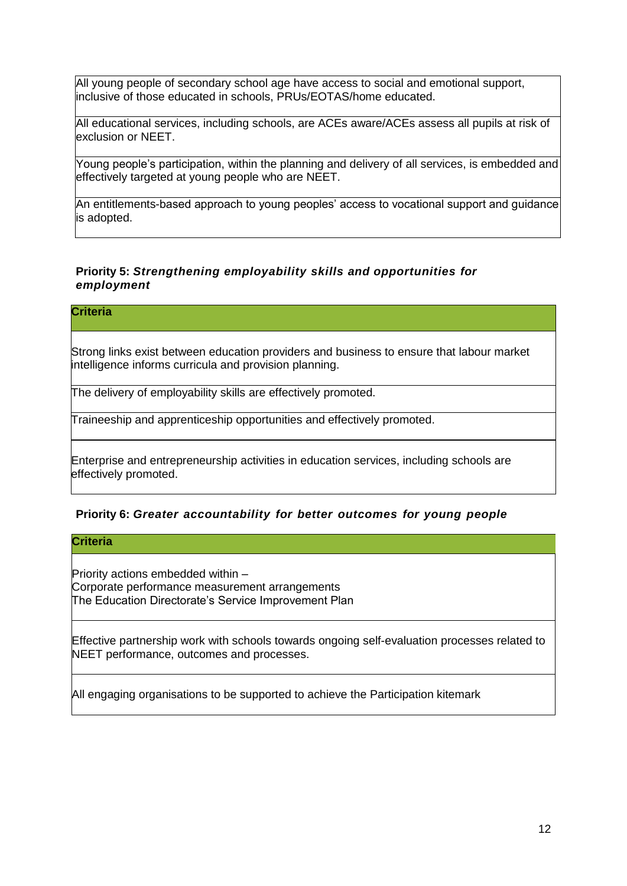| |
|---|
| All young people of secondary school age have access to social and emotional support, inclusive of those educated in schools, PRUs/EOTAS/home educated. |
| All educational services, including schools, are ACEs aware/ACEs assess all pupils at risk of exclusion or NEET. |
| Young people's participation, within the planning and delivery of all services, is embedded and effectively targeted at young people who are NEET. |
| An entitlements-based approach to young peoples' access to vocational support and guidance is adopted. |

**Priority 5:** ***Strengthening employability skills and opportunities for employment***

| **Criteria** |
|---|
| Strong links exist between education providers and business to ensure that labour market intelligence informs curricula and provision planning. |
| The delivery of employability skills are effectively promoted. |
| Traineeship and apprenticeship opportunities and effectively promoted. |
| Enterprise and entrepreneurship activities in education services, including schools are effectively promoted. |

**Priority 6:** ***Greater accountability for better outcomes for young people***

| **Criteria** |
|---|
| Priority actions embedded within –<br>Corporate performance measurement arrangements<br>The Education Directorate's Service Improvement Plan |
| Effective partnership work with schools towards ongoing self-evaluation processes related to NEET performance, outcomes and processes. |
| All engaging organisations to be supported to achieve the Participation kitemark |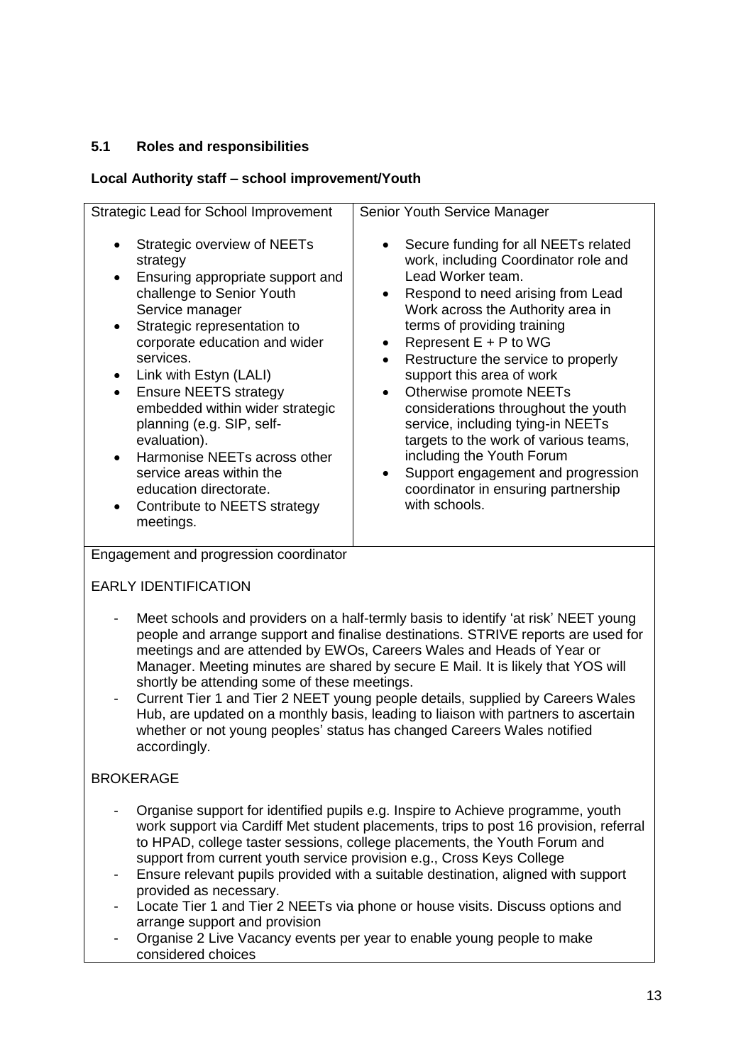### 5.1 Roles and responsibilities

**Local Authority staff – school improvement/Youth**

| Strategic Lead for School Improvement | Senior Youth Service Manager |
|---|---|
| • Strategic overview of NEETs strategy<br>• Ensuring appropriate support and challenge to Senior Youth Service manager<br>• Strategic representation to corporate education and wider services.<br>• Link with Estyn (LALI)<br>• Ensure NEETS strategy embedded within wider strategic planning (e.g. SIP, self-evaluation).<br>• Harmonise NEETs across other service areas within the education directorate.<br>• Contribute to NEETS strategy meetings. | • Secure funding for all NEETs related work, including Coordinator role and Lead Worker team.<br>• Respond to need arising from Lead Work across the Authority area in terms of providing training<br>• Represent E + P to WG<br>• Restructure the service to properly support this area of work<br>• Otherwise promote NEETs considerations throughout the youth service, including tying-in NEETs targets to the work of various teams, including the Youth Forum<br>• Support engagement and progression coordinator in ensuring partnership with schools. |

Engagement and progression coordinator

EARLY IDENTIFICATION

- Meet schools and providers on a half-termly basis to identify 'at risk' NEET young people and arrange support and finalise destinations. STRIVE reports are used for meetings and are attended by EWOs, Careers Wales and Heads of Year or Manager. Meeting minutes are shared by secure E Mail. It is likely that YOS will shortly be attending some of these meetings.
- Current Tier 1 and Tier 2 NEET young people details, supplied by Careers Wales Hub, are updated on a monthly basis, leading to liaison with partners to ascertain whether or not young peoples' status has changed Careers Wales notified accordingly.

BROKERAGE

- Organise support for identified pupils e.g. Inspire to Achieve programme, youth work support via Cardiff Met student placements, trips to post 16 provision, referral to HPAD, college taster sessions, college placements, the Youth Forum and support from current youth service provision e.g., Cross Keys College
- Ensure relevant pupils provided with a suitable destination, aligned with support provided as necessary.
- Locate Tier 1 and Tier 2 NEETs via phone or house visits. Discuss options and arrange support and provision
- Organise 2 Live Vacancy events per year to enable young people to make considered choices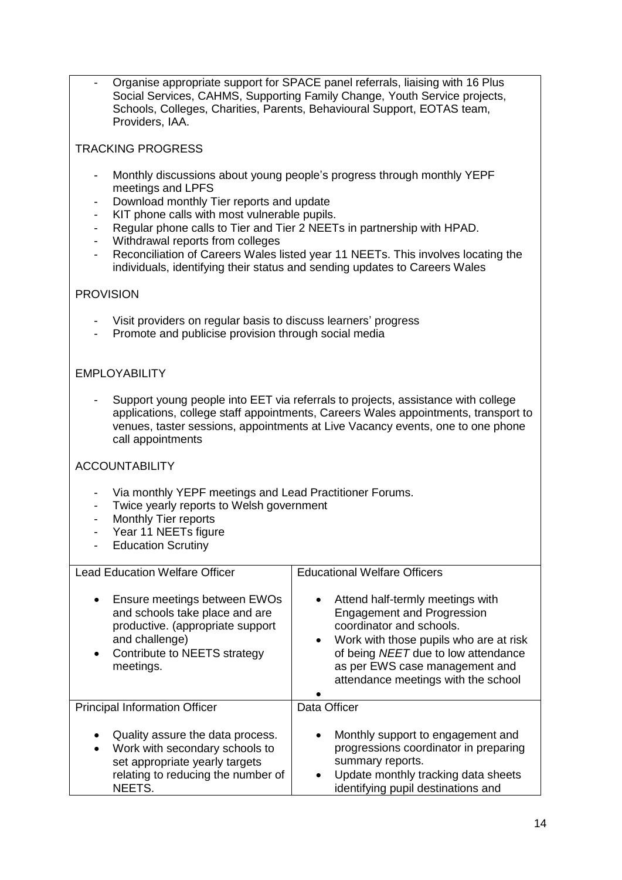- Organise appropriate support for SPACE panel referrals, liaising with 16 Plus Social Services, CAHMS, Supporting Family Change, Youth Service projects, Schools, Colleges, Charities, Parents, Behavioural Support, EOTAS team, Providers, IAA.

TRACKING PROGRESS

- Monthly discussions about young people's progress through monthly YEPF meetings and LPFS
- Download monthly Tier reports and update
- KIT phone calls with most vulnerable pupils.
- Regular phone calls to Tier and Tier 2 NEETs in partnership with HPAD.
- Withdrawal reports from colleges
- Reconciliation of Careers Wales listed year 11 NEETs. This involves locating the individuals, identifying their status and sending updates to Careers Wales

PROVISION

- Visit providers on regular basis to discuss learners' progress
- Promote and publicise provision through social media

EMPLOYABILITY

- Support young people into EET via referrals to projects, assistance with college applications, college staff appointments, Careers Wales appointments, transport to venues, taster sessions, appointments at Live Vacancy events, one to one phone call appointments

ACCOUNTABILITY

- Via monthly YEPF meetings and Lead Practitioner Forums.
- Twice yearly reports to Welsh government
- Monthly Tier reports
- Year 11 NEETs figure
- Education Scrutiny

| Lead Education Welfare Officer | Educational Welfare Officers |
|---|---|
| • Ensure meetings between EWOs and schools take place and are productive. (appropriate support and challenge)<br>• Contribute to NEETS strategy meetings. | • Attend half-termly meetings with Engagement and Progression coordinator and schools.<br>• Work with those pupils who are at risk of being *NEET* due to low attendance as per EWS case management and attendance meetings with the school<br>• |
| **Principal Information Officer** | **Data Officer** |
| • Quality assure the data process.<br>• Work with secondary schools to set appropriate yearly targets relating to reducing the number of NEETS. | • Monthly support to engagement and progressions coordinator in preparing summary reports.<br>• Update monthly tracking data sheets identifying pupil destinations and |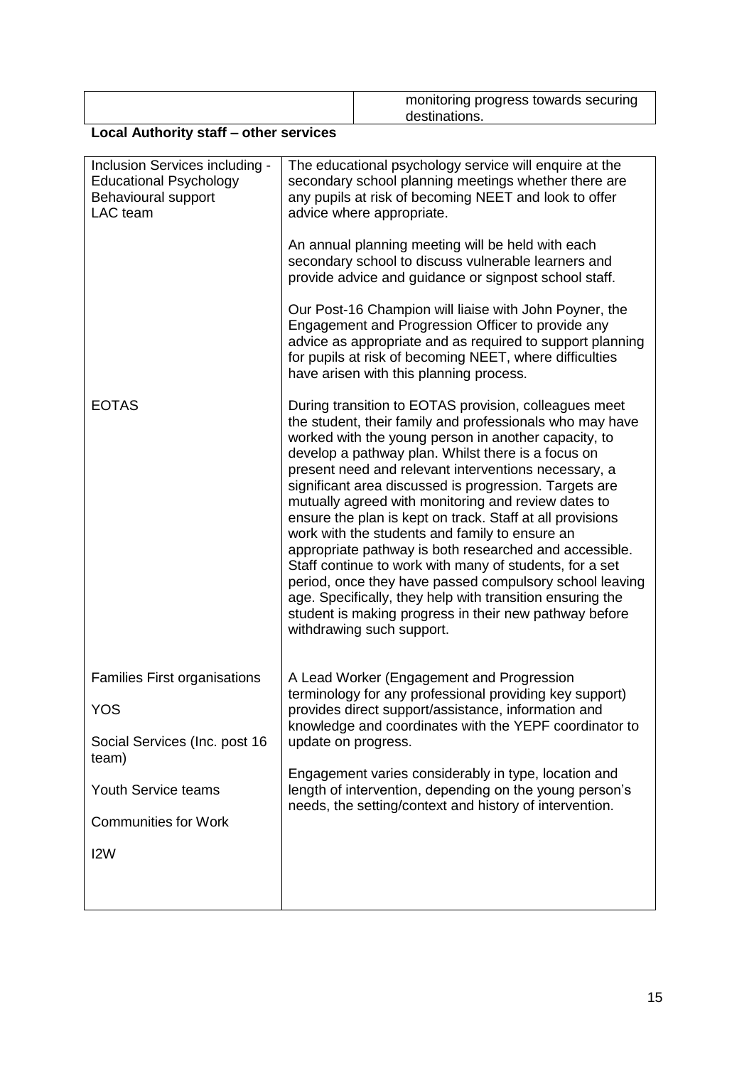| | monitoring progress towards securing destinations. |
|---|---|

**Local Authority staff – other services**

| | |
|---|---|
| Inclusion Services including - Educational Psychology Behavioural support LAC team | The educational psychology service will enquire at the secondary school planning meetings whether there are any pupils at risk of becoming NEET and look to offer advice where appropriate.<br><br>An annual planning meeting will be held with each secondary school to discuss vulnerable learners and provide advice and guidance or signpost school staff.<br><br>Our Post-16 Champion will liaise with John Poyner, the Engagement and Progression Officer to provide any advice as appropriate and as required to support planning for pupils at risk of becoming NEET, where difficulties have arisen with this planning process. |
| EOTAS | During transition to EOTAS provision, colleagues meet the student, their family and professionals who may have worked with the young person in another capacity, to develop a pathway plan. Whilst there is a focus on present need and relevant interventions necessary, a significant area discussed is progression. Targets are mutually agreed with monitoring and review dates to ensure the plan is kept on track. Staff at all provisions work with the students and family to ensure an appropriate pathway is both researched and accessible. Staff continue to work with many of students, for a set period, once they have passed compulsory school leaving age. Specifically, they help with transition ensuring the student is making progress in their new pathway before withdrawing such support. |
| Families First organisations<br><br>YOS<br><br>Social Services (Inc. post 16 team)<br><br>Youth Service teams<br><br>Communities for Work<br><br>I2W | A Lead Worker (Engagement and Progression terminology for any professional providing key support) provides direct support/assistance, information and knowledge and coordinates with the YEPF coordinator to update on progress.<br><br>Engagement varies considerably in type, location and length of intervention, depending on the young person's needs, the setting/context and history of intervention. |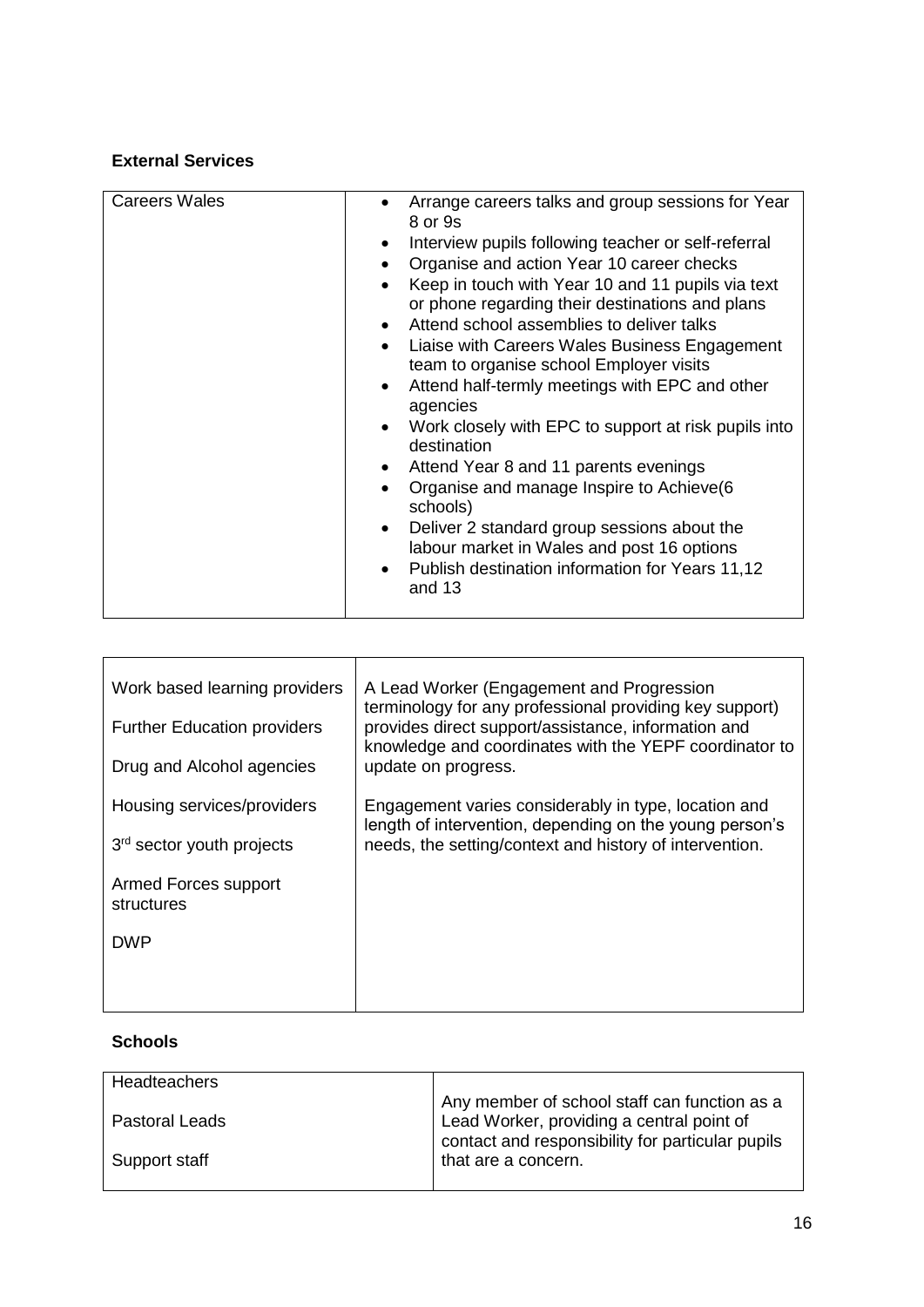**External Services**

| Careers Wales | • Arrange careers talks and group sessions for Year 8 or 9s<br>• Interview pupils following teacher or self-referral<br>• Organise and action Year 10 career checks<br>• Keep in touch with Year 10 and 11 pupils via text or phone regarding their destinations and plans<br>• Attend school assemblies to deliver talks<br>• Liaise with Careers Wales Business Engagement team to organise school Employer visits<br>• Attend half-termly meetings with EPC and other agencies<br>• Work closely with EPC to support at risk pupils into destination<br>• Attend Year 8 and 11 parents evenings<br>• Organise and manage Inspire to Achieve(6 schools)<br>• Deliver 2 standard group sessions about the labour market in Wales and post 16 options<br>• Publish destination information for Years 11,12 and 13 |
|---|---|

| Work based learning providers<br><br>Further Education providers<br><br>Drug and Alcohol agencies<br><br>Housing services/providers<br><br>3rd sector youth projects<br><br>Armed Forces support structures<br><br>DWP | A Lead Worker (Engagement and Progression terminology for any professional providing key support) provides direct support/assistance, information and knowledge and coordinates with the YEPF coordinator to update on progress.<br><br>Engagement varies considerably in type, location and length of intervention, depending on the young person's needs, the setting/context and history of intervention. |
|---|---|

**Schools**

| Headteachers<br><br>Pastoral Leads<br><br>Support staff | Any member of school staff can function as a Lead Worker, providing a central point of contact and responsibility for particular pupils that are a concern. |
|---|---|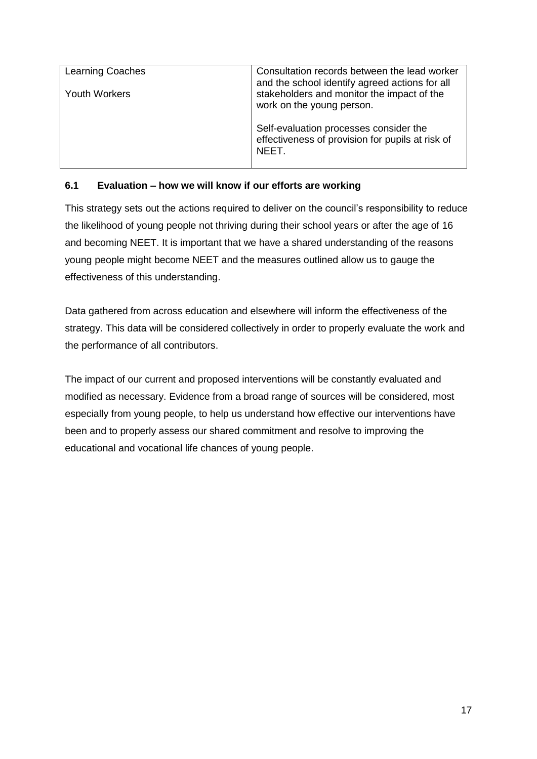| Learning Coaches<br><br>Youth Workers | Consultation records between the lead worker and the school identify agreed actions for all stakeholders and monitor the impact of the work on the young person.<br><br>Self-evaluation processes consider the effectiveness of provision for pupils at risk of NEET. |
|---|---|

### 6.1 Evaluation – how we will know if our efforts are working

This strategy sets out the actions required to deliver on the council's responsibility to reduce the likelihood of young people not thriving during their school years or after the age of 16 and becoming NEET. It is important that we have a shared understanding of the reasons young people might become NEET and the measures outlined allow us to gauge the effectiveness of this understanding.

Data gathered from across education and elsewhere will inform the effectiveness of the strategy. This data will be considered collectively in order to properly evaluate the work and the performance of all contributors.

The impact of our current and proposed interventions will be constantly evaluated and modified as necessary. Evidence from a broad range of sources will be considered, most especially from young people, to help us understand how effective our interventions have been and to properly assess our shared commitment and resolve to improving the educational and vocational life chances of young people.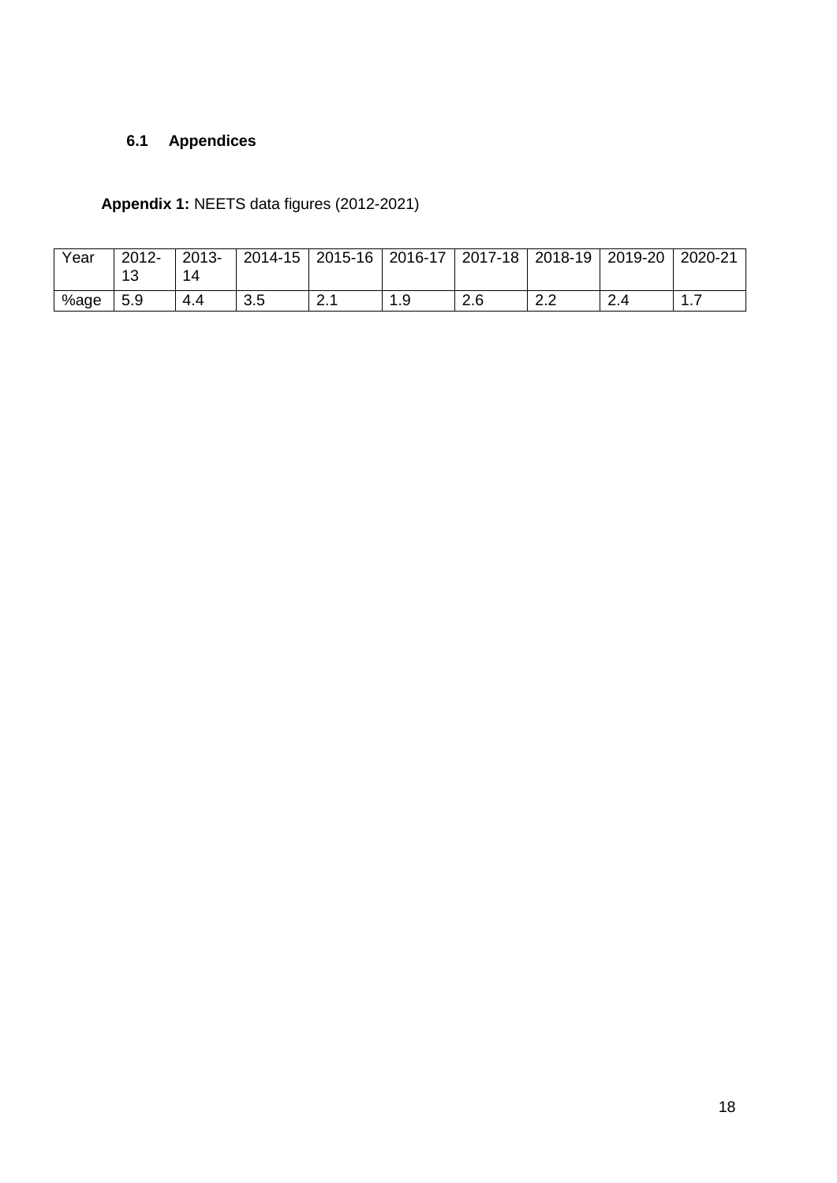### 6.1 Appendices

**Appendix 1:** NEETS data figures (2012-2021)

| Year | 2012-13 | 2013-14 | 2014-15 | 2015-16 | 2016-17 | 2017-18 | 2018-19 | 2019-20 | 2020-21 |
|---|---|---|---|---|---|---|---|---|---|
| %age | 5.9 | 4.4 | 3.5 | 2.1 | 1.9 | 2.6 | 2.2 | 2.4 | 1.7 |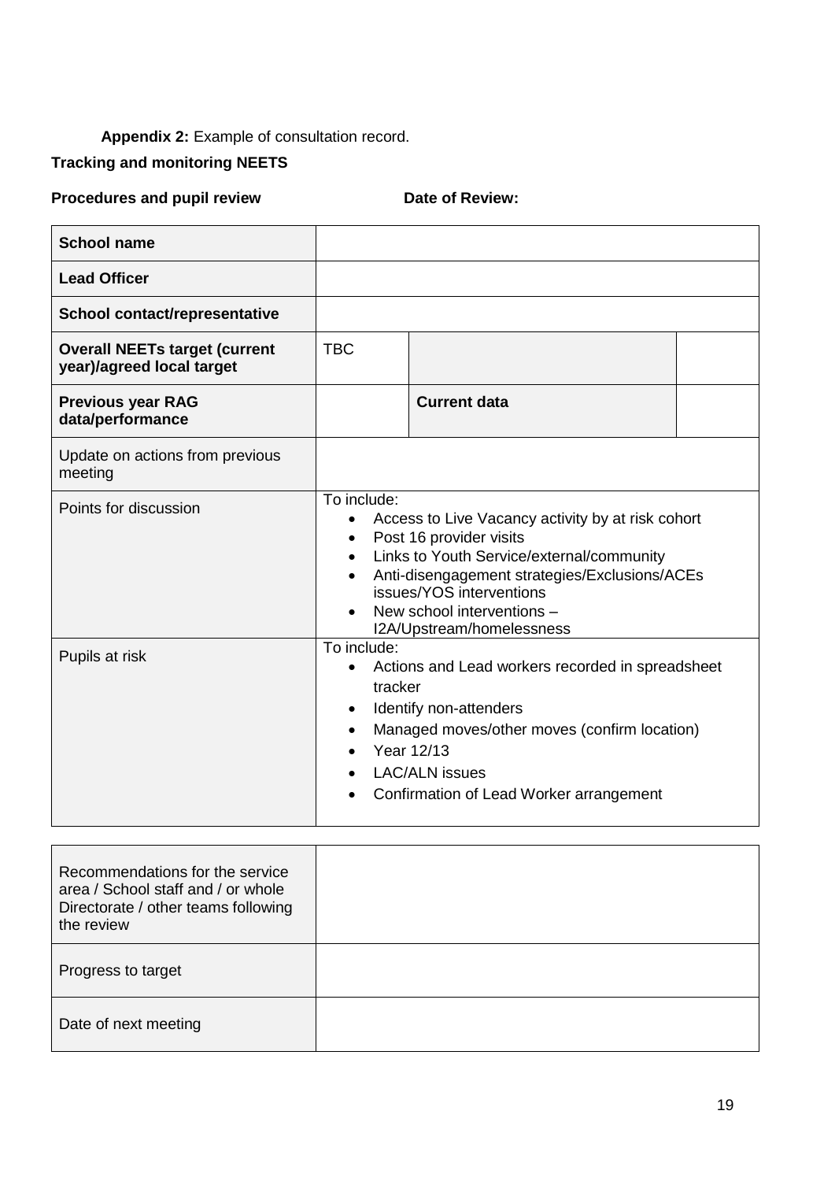**Appendix 2:** Example of consultation record.

**Tracking and monitoring NEETS**

**Procedures and pupil review** **Date of Review:**

| | | | |
|---|---|---|---|
| **School name** | | | |
| **Lead Officer** | | | |
| **School contact/representative** | | | |
| **Overall NEETs target (current year)/agreed local target** | TBC | | |
| **Previous year RAG data/performance** | | **Current data** | |
| Update on actions from previous meeting | | | |
| Points for discussion | To include:<br>• Access to Live Vacancy activity by at risk cohort<br>• Post 16 provider visits<br>• Links to Youth Service/external/community<br>• Anti-disengagement strategies/Exclusions/ACEs issues/YOS interventions<br>• New school interventions – I2A/Upstream/homelessness | | |
| Pupils at risk | To include:<br>• Actions and Lead workers recorded in spreadsheet tracker<br>• Identify non-attenders<br>• Managed moves/other moves (confirm location)<br>• Year 12/13<br>• LAC/ALN issues<br>• Confirmation of Lead Worker arrangement | | |

| | |
|---|---|
| Recommendations for the service area / School staff and / or whole Directorate / other teams following the review | |
| Progress to target | |
| Date of next meeting | |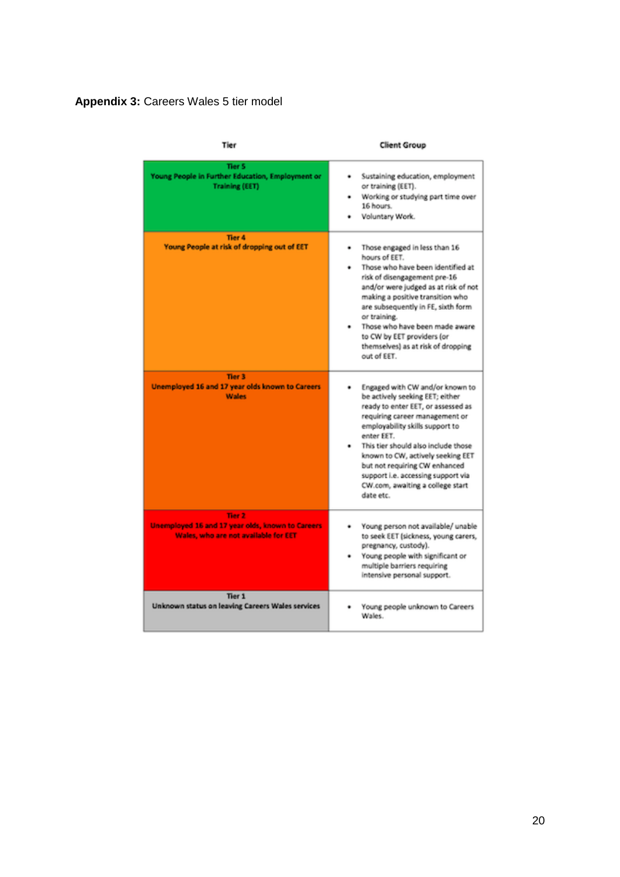**Appendix 3:** Careers Wales 5 tier model

| Tier | Client Group |
| --- | --- |
| **Tier 5**<br>**Young People in Further Education, Employment or Training (EET)** | • Sustaining education, employment or training (EET).<br>• Working or studying part time over 16 hours.<br>• Voluntary Work. |
| **Tier 4**<br>**Young People at risk of dropping out of EET** | • Those engaged in less than 16 hours of EET.<br>• Those who have been identified at risk of disengagement pre-16 and/or were judged as at risk of not making a positive transition who are subsequently in FE, sixth form or training.<br>• Those who have been made aware to CW by EET providers (or themselves) as at risk of dropping out of EET. |
| **Tier 3**<br>**Unemployed 16 and 17 year olds known to Careers Wales** | • Engaged with CW and/or known to be actively seeking EET; either ready to enter EET, or assessed as requiring career management or employability skills support to enter EET.<br>• This tier should also include those known to CW, actively seeking EET but not requiring CW enhanced support i.e. accessing support via CW.com, awaiting a college start date etc. |
| **Tier 2**<br>**Unemployed 16 and 17 year olds, known to Careers Wales, who are not available for EET** | • Young person not available/ unable to seek EET (sickness, young carers, pregnancy, custody).<br>• Young people with significant or multiple barriers requiring intensive personal support. |
| **Tier 1**<br>**Unknown status on leaving Careers Wales services** | • Young people unknown to Careers Wales. |